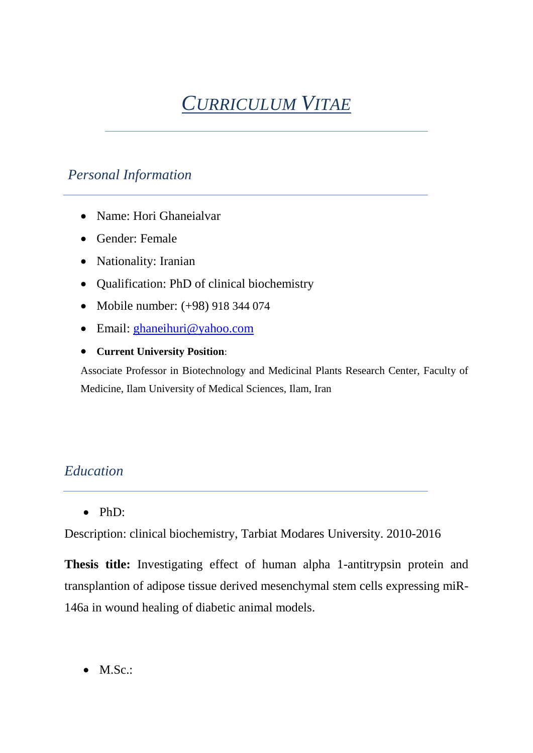# *CURRICULUM VITAE*

## *Personal Information*

- Name: Hori Ghaneialvar
- Gender: Female
- Nationality: Iranian
- Qualification: PhD of clinical biochemistry
- Mobile number: (+98) 918 344 074
- Email: ghaneihuri@yahoo.com
- **Current University Position**:

Associate Professor in Biotechnology and Medicinal Plants Research Center, Faculty of Medicine, Ilam University of Medical Sciences, Ilam, Iran

## *Education*

- PhD:

Description: clinical biochemistry, Tarbiat Modares University. 2010-2016

**Thesis title:** Investigating effect of human alpha 1-antitrypsin protein and transplantion of adipose tissue derived mesenchymal stem cells expressing miR-146a in wound healing of diabetic animal models.

- M.Sc.: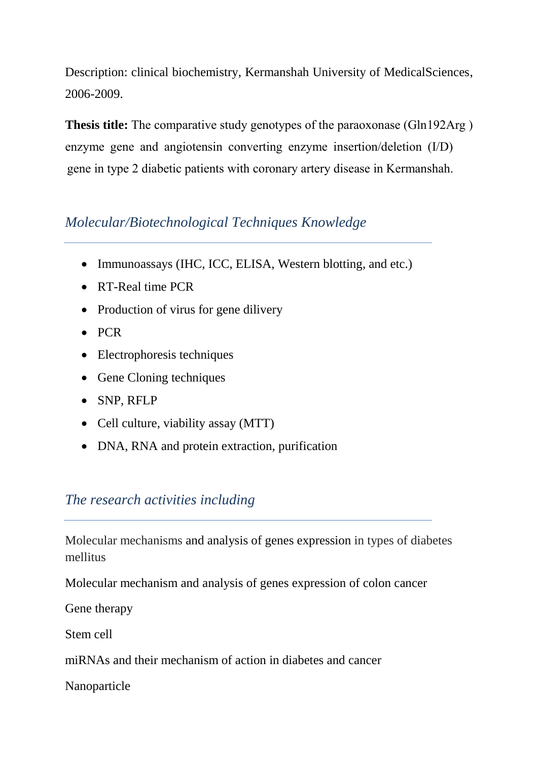Description: clinical biochemistry, Kermanshah University of MedicalSciences, 2006-2009.

**Thesis title:** The comparative study genotypes of the paraoxonase (Gln192Arg ) enzyme gene and angiotensin converting enzyme insertion/deletion (I/D) gene in type 2 diabetic patients with coronary artery disease in Kermanshah.

## *Molecular/Biotechnological Techniques Knowledge*

- Immunoassays (IHC, ICC, ELISA, Western blotting, and etc.)
- RT-Real time PCR
- Production of virus for gene dilivery
- PCR
- Electrophoresis techniques
- Gene Cloning techniques
- SNP, RFLP
- Cell culture, viability assay (MTT)
- DNA, RNA and protein extraction, purification

## *The research activities including*

Molecular mechanisms and analysis of genes expression in types of diabetes mellitus

Molecular mechanism and analysis of genes expression of colon cancer

Gene therapy

Stem cell

miRNAs and their mechanism of action in diabetes and cancer

Nanoparticle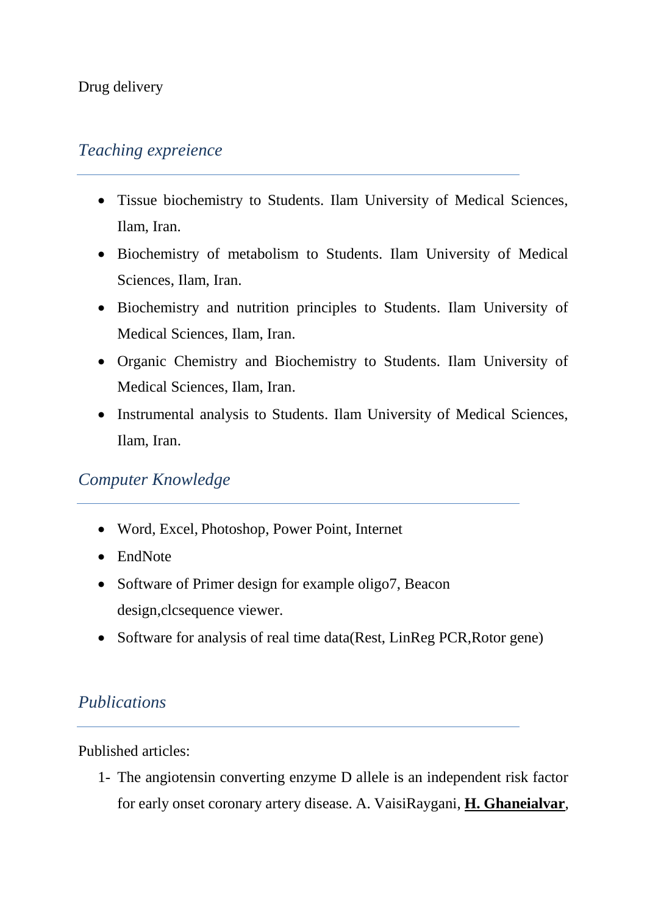Drug delivery

## *Teaching expreience*

- Tissue biochemistry to Students. Ilam University of Medical Sciences, Ilam, Iran.
- Biochemistry of metabolism to Students. Ilam University of Medical Sciences, Ilam, Iran.
- Biochemistry and nutrition principles to Students. Ilam University of Medical Sciences, Ilam, Iran.
- Organic Chemistry and Biochemistry to Students. Ilam University of Medical Sciences, Ilam, Iran.
- Instrumental analysis to Students. Ilam University of Medical Sciences, Ilam, Iran.

## *Computer Knowledge*

- Word, Excel, Photoshop, Power Point, Internet
- EndNote
- Software of Primer design for example oligo7, Beacon design,clcsequence viewer.
- Software for analysis of real time data(Rest, LinReg PCR,Rotor gene)

## *Publications*

Published articles:

1- The angiotensin converting enzyme D allele is an independent risk factor for early onset coronary artery disease. A. VaisiRaygani, **H. Ghaneialvar**,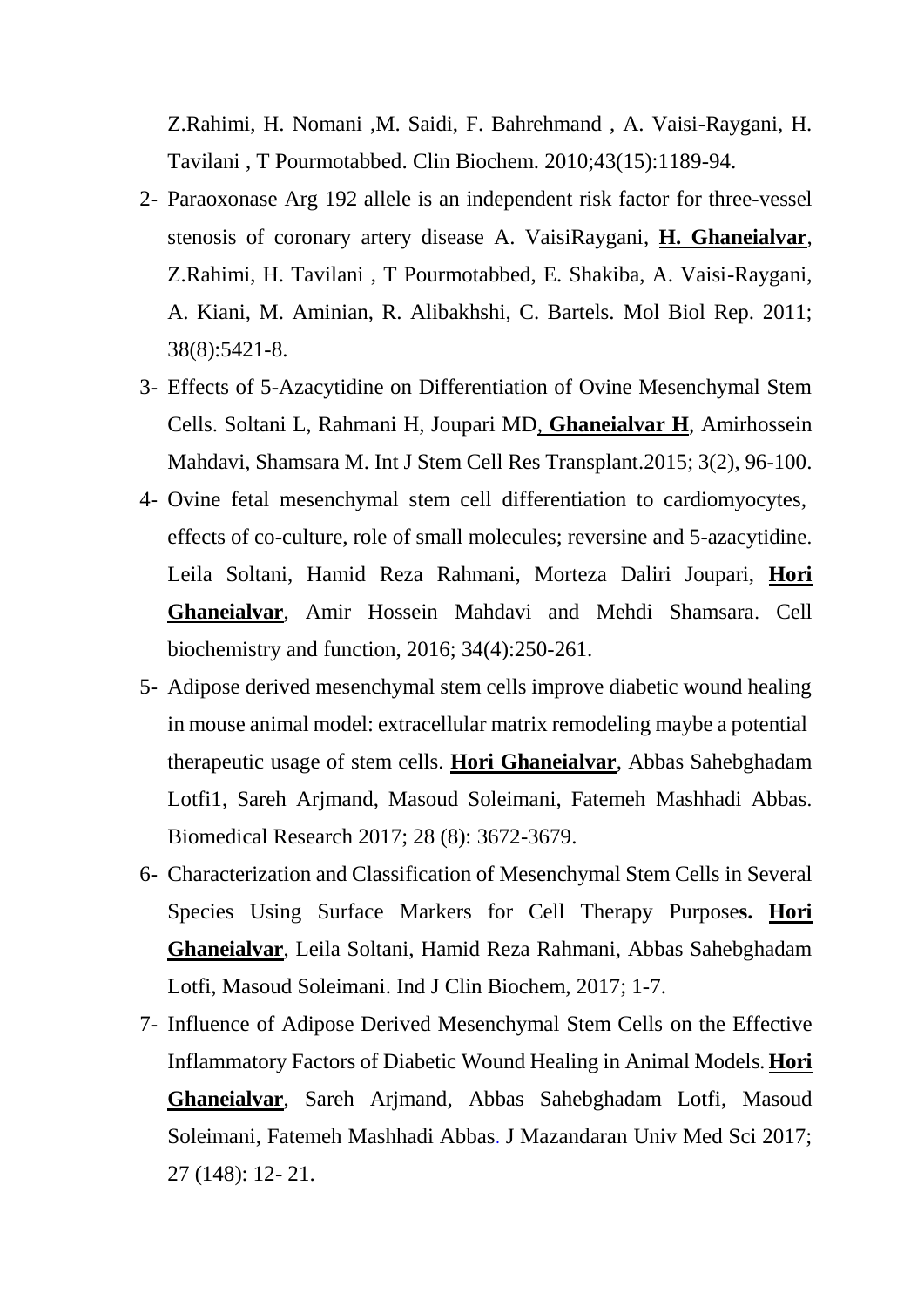Z.Rahimi, H. Nomani ,M. Saidi, F. Bahrehmand , A. Vaisi-Raygani, H. Tavilani , T Pourmotabbed. Clin Biochem. 2010;43(15):1189-94.

2- Paraoxonase Arg 192 allele is an independent risk factor for three-vessel stenosis of coronary artery disease A. VaisiRaygani, **H. Ghaneialvar**, Z.Rahimi, H. Tavilani , T Pourmotabbed, E. Shakiba, A. Vaisi-Raygani, A. Kiani, M. Aminian, R. Alibakhshi, C. Bartels. Mol Biol Rep. 2011; 38(8):5421-8.

3- Effects of 5-Azacytidine on Differentiation of Ovine Mesenchymal Stem Cells. Soltani L, Rahmani H, Joupari MD, **Ghaneialvar H**, Amirhossein Mahdavi, Shamsara M. Int J Stem Cell Res Transplant.2015; 3(2), 96-100.

4- Ovine fetal mesenchymal stem cell differentiation to cardiomyocytes, effects of co-culture, role of small molecules; reversine and 5-azacytidine. Leila Soltani, Hamid Reza Rahmani, Morteza Daliri Joupari, **Hori Ghaneialvar**, Amir Hossein Mahdavi and Mehdi Shamsara. Cell biochemistry and function, 2016; 34(4):250-261.

5- Adipose derived mesenchymal stem cells improve diabetic wound healing in mouse animal model: extracellular matrix remodeling maybe a potential therapeutic usage of stem cells. **Hori Ghaneialvar**, Abbas Sahebghadam Lotfi1, Sareh Arjmand, Masoud Soleimani, Fatemeh Mashhadi Abbas. Biomedical Research 2017; 28 (8): 3672-3679.

6- Characterization and Classification of Mesenchymal Stem Cells in Several Species Using Surface Markers for Cell Therapy Purpose**s. Hori Ghaneialvar**, Leila Soltani, Hamid Reza Rahmani, Abbas Sahebghadam Lotfi, Masoud Soleimani. Ind J Clin Biochem, 2017; 1-7.

7- Influence of Adipose Derived Mesenchymal Stem Cells on the Effective Inflammatory Factors of Diabetic Wound Healing in Animal Models. **Hori Ghaneialvar**, Sareh Arjmand, Abbas Sahebghadam Lotfi, Masoud Soleimani, Fatemeh Mashhadi Abbas. J Mazandaran Univ Med Sci 2017; 27 (148): 12- 21.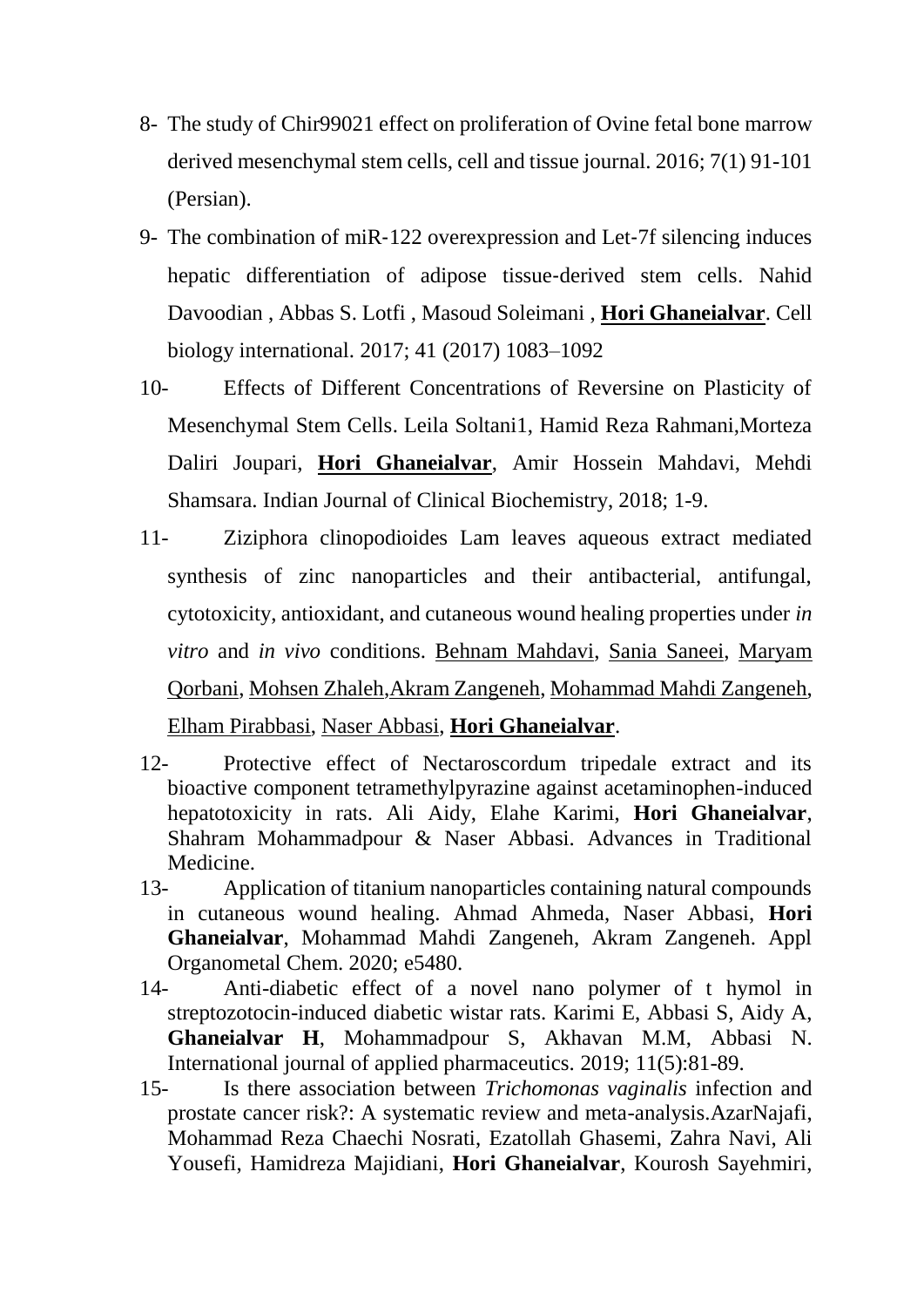8- The study of Chir99021 effect on proliferation of Ovine fetal bone marrow derived mesenchymal stem cells, cell and tissue journal. 2016; 7(1) 91-101 (Persian).

9- The combination of miR-122 overexpression and Let-7f silencing induces hepatic differentiation of adipose tissue-derived stem cells. Nahid Davoodian , Abbas S. Lotfi , Masoud Soleimani , **Hori Ghaneialvar**. Cell biology international. 2017; 41 (2017) 1083–1092

10- Effects of Different Concentrations of Reversine on Plasticity of Mesenchymal Stem Cells. Leila Soltani1, Hamid Reza Rahmani,Morteza Daliri Joupari, **Hori Ghaneialvar**, Amir Hossein Mahdavi, Mehdi Shamsara. Indian Journal of Clinical Biochemistry, 2018; 1-9.

11- Ziziphora clinopodioides Lam leaves aqueous extract mediated synthesis of zinc nanoparticles and their antibacterial, antifungal, cytotoxicity, antioxidant, and cutaneous wound healing properties under *in vitro* and *in vivo* conditions. Behnam Mahdavi, Sania Saneei, Maryam Qorbani, Mohsen Zhaleh,Akram Zangeneh, Mohammad Mahdi Zangeneh, Elham Pirabbasi, Naser Abbasi, **Hori Ghaneialvar**.

12- Protective effect of Nectaroscordum tripedale extract and its bioactive component tetramethylpyrazine against acetaminophen-induced hepatotoxicity in rats. Ali Aidy, Elahe Karimi, **Hori Ghaneialvar**, Shahram Mohammadpour & Naser Abbasi. Advances in Traditional Medicine.

13- Application of titanium nanoparticles containing natural compounds in cutaneous wound healing. Ahmad Ahmeda, Naser Abbasi, **Hori Ghaneialvar**, Mohammad Mahdi Zangeneh, Akram Zangeneh. Appl Organometal Chem. 2020; e5480.

14- Anti-diabetic effect of a novel nano polymer of t hymol in streptozotocin-induced diabetic wistar rats. Karimi E, Abbasi S, Aidy A, **Ghaneialvar H**, Mohammadpour S, Akhavan M.M, Abbasi N. International journal of applied pharmaceutics. 2019; 11(5):81-89.

15- Is there association between *Trichomonas vaginalis* infection and prostate cancer risk?: A systematic review and meta-analysis.AzarNajafi, Mohammad Reza Chaechi Nosrati, Ezatollah Ghasemi, Zahra Navi, Ali Yousefi, Hamidreza Majidiani, **Hori Ghaneialvar**, Kourosh Sayehmiri,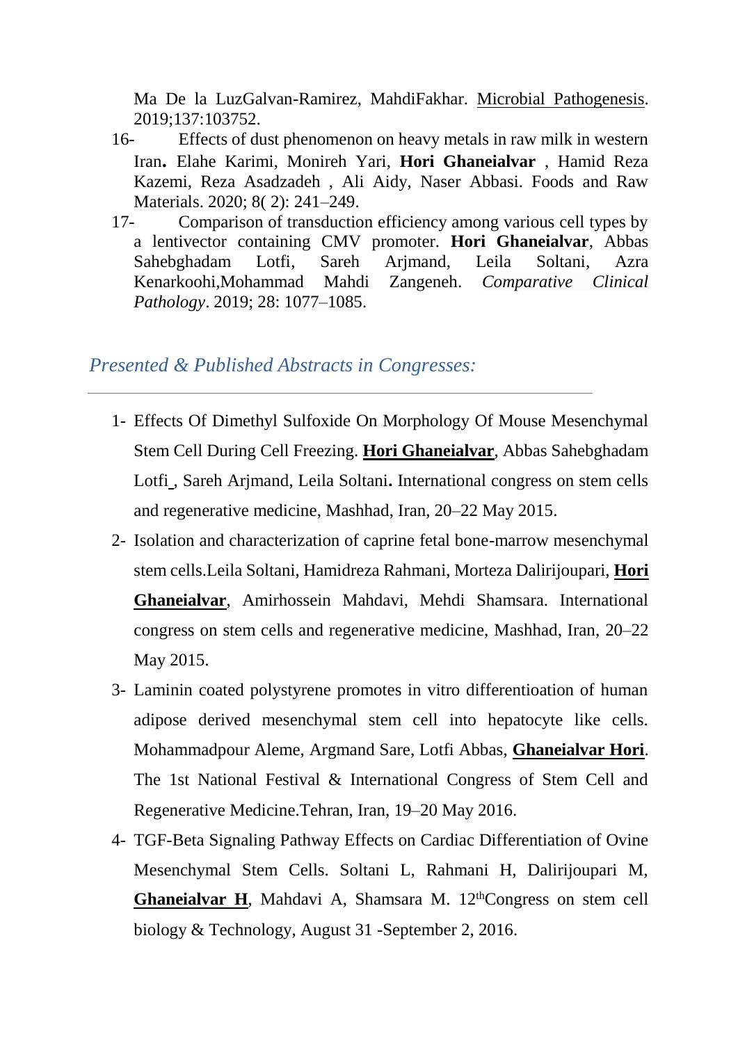Ma De la LuzGalvan-Ramirez, MahdiFakhar. Microbial Pathogenesis. 2019;137:103752.

16- Effects of dust phenomenon on heavy metals in raw milk in western Iran**.** Elahe Karimi, Monireh Yari, **Hori Ghaneialvar** , Hamid Reza Kazemi, Reza Asadzadeh , Ali Aidy, Naser Abbasi. Foods and Raw Materials. 2020; 8( 2): 241–249.

17- Comparison of transduction efficiency among various cell types by a lentivector containing CMV promoter. **Hori Ghaneialvar**, Abbas Sahebghadam Lotfi, Sareh Arjmand, Leila Soltani, Azra Kenarkoohi,Mohammad Mahdi Zangeneh. *Comparative Clinical Pathology*. 2019; 28: 1077–1085.

## *Presented & Published Abstracts in Congresses:*

1- Effects Of Dimethyl Sulfoxide On Morphology Of Mouse Mesenchymal Stem Cell During Cell Freezing. **Hori Ghaneialvar**, Abbas Sahebghadam Lotfi , Sareh Arjmand, Leila Soltani**.** International congress on stem cells and regenerative medicine, Mashhad, Iran, 20–22 May 2015.

2- Isolation and characterization of caprine fetal bone-marrow mesenchymal stem cells.Leila Soltani, Hamidreza Rahmani, Morteza Dalirijoupari, **Hori Ghaneialvar**, Amirhossein Mahdavi, Mehdi Shamsara. International congress on stem cells and regenerative medicine, Mashhad, Iran, 20–22 May 2015.

3- Laminin coated polystyrene promotes in vitro differentioation of human adipose derived mesenchymal stem cell into hepatocyte like cells. Mohammadpour Aleme, Argmand Sare, Lotfi Abbas, **Ghaneialvar Hori**. The 1st National Festival & International Congress of Stem Cell and Regenerative Medicine.Tehran, Iran, 19–20 May 2016.

4- TGF-Beta Signaling Pathway Effects on Cardiac Differentiation of Ovine Mesenchymal Stem Cells. Soltani L, Rahmani H, Dalirijoupari M, **Ghaneialvar H**, Mahdavi A, Shamsara M. 12thCongress on stem cell biology & Technology, August 31 -September 2, 2016.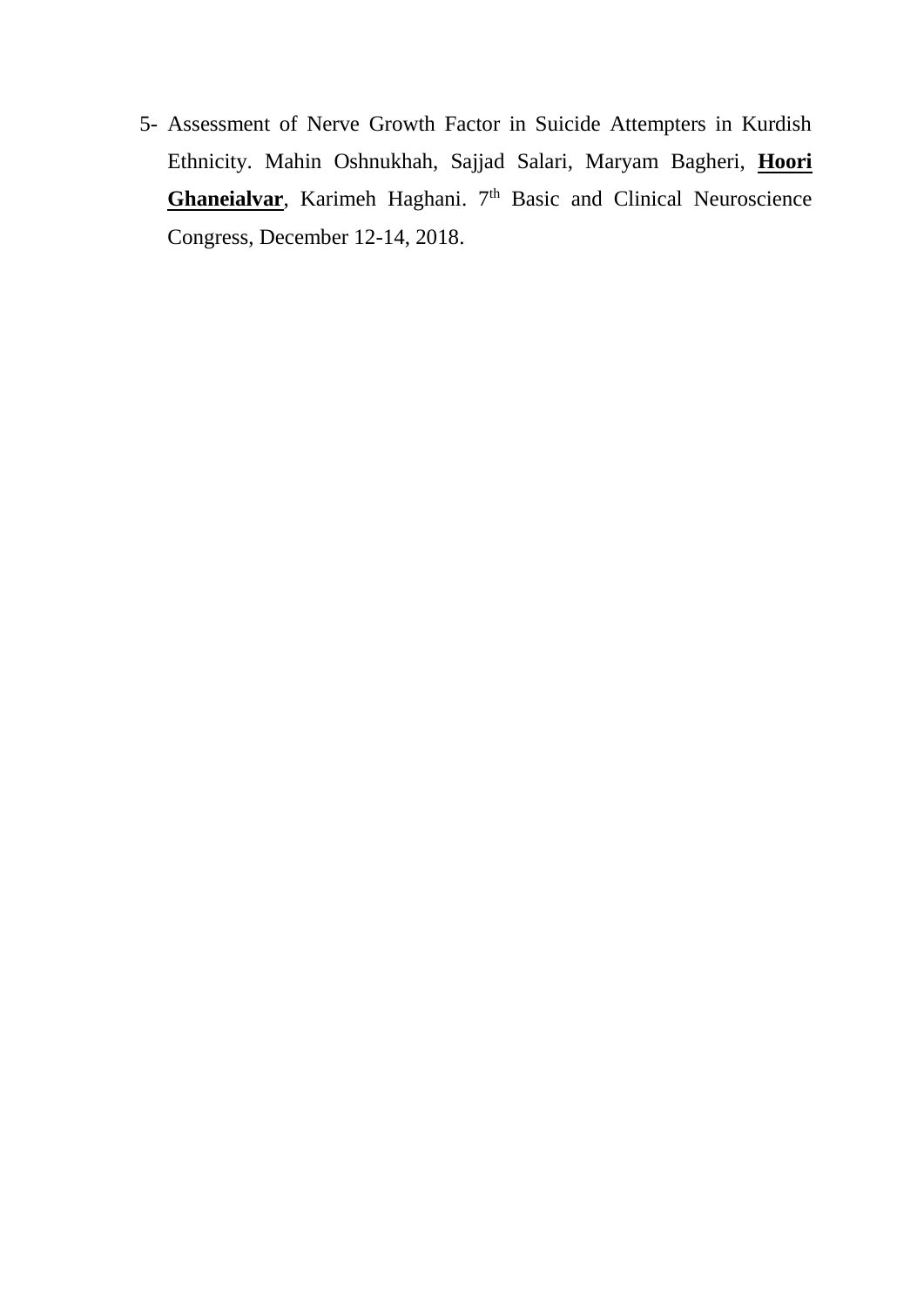5- Assessment of Nerve Growth Factor in Suicide Attempters in Kurdish Ethnicity. Mahin Oshnukhah, Sajjad Salari, Maryam Bagheri, **Hoori Ghaneialvar**, Karimeh Haghani. 7th Basic and Clinical Neuroscience Congress, December 12-14, 2018.